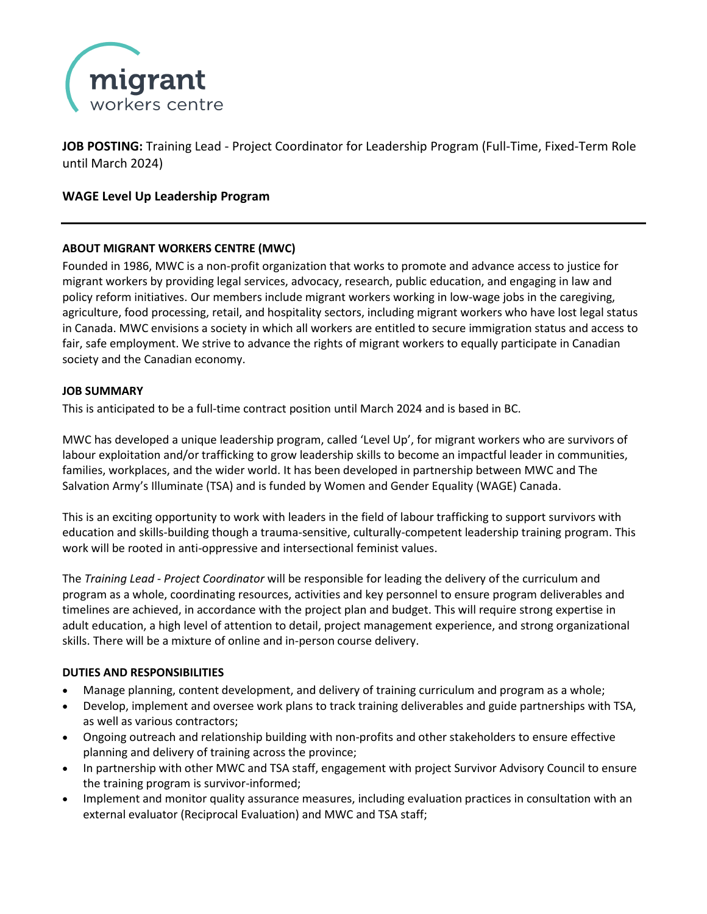migrant
workers centre

**JOB POSTING:** Training Lead - Project Coordinator for Leadership Program (Full-Time, Fixed-Term Role until March 2024)

**WAGE Level Up Leadership Program**

---

**ABOUT MIGRANT WORKERS CENTRE (MWC)**

Founded in 1986, MWC is a non-profit organization that works to promote and advance access to justice for migrant workers by providing legal services, advocacy, research, public education, and engaging in law and policy reform initiatives. Our members include migrant workers working in low-wage jobs in the caregiving, agriculture, food processing, retail, and hospitality sectors, including migrant workers who have lost legal status in Canada. MWC envisions a society in which all workers are entitled to secure immigration status and access to fair, safe employment. We strive to advance the rights of migrant workers to equally participate in Canadian society and the Canadian economy.

**JOB SUMMARY**

This is anticipated to be a full-time contract position until March 2024 and is based in BC.

MWC has developed a unique leadership program, called 'Level Up', for migrant workers who are survivors of labour exploitation and/or trafficking to grow leadership skills to become an impactful leader in communities, families, workplaces, and the wider world. It has been developed in partnership between MWC and The Salvation Army's Illuminate (TSA) and is funded by Women and Gender Equality (WAGE) Canada.

This is an exciting opportunity to work with leaders in the field of labour trafficking to support survivors with education and skills-building though a trauma-sensitive, culturally-competent leadership training program. This work will be rooted in anti-oppressive and intersectional feminist values.

The *Training Lead - Project Coordinator* will be responsible for leading the delivery of the curriculum and program as a whole, coordinating resources, activities and key personnel to ensure program deliverables and timelines are achieved, in accordance with the project plan and budget. This will require strong expertise in adult education, a high level of attention to detail, project management experience, and strong organizational skills. There will be a mixture of online and in-person course delivery.

**DUTIES AND RESPONSIBILITIES**

- Manage planning, content development, and delivery of training curriculum and program as a whole;
- Develop, implement and oversee work plans to track training deliverables and guide partnerships with TSA, as well as various contractors;
- Ongoing outreach and relationship building with non-profits and other stakeholders to ensure effective planning and delivery of training across the province;
- In partnership with other MWC and TSA staff, engagement with project Survivor Advisory Council to ensure the training program is survivor-informed;
- Implement and monitor quality assurance measures, including evaluation practices in consultation with an external evaluator (Reciprocal Evaluation) and MWC and TSA staff;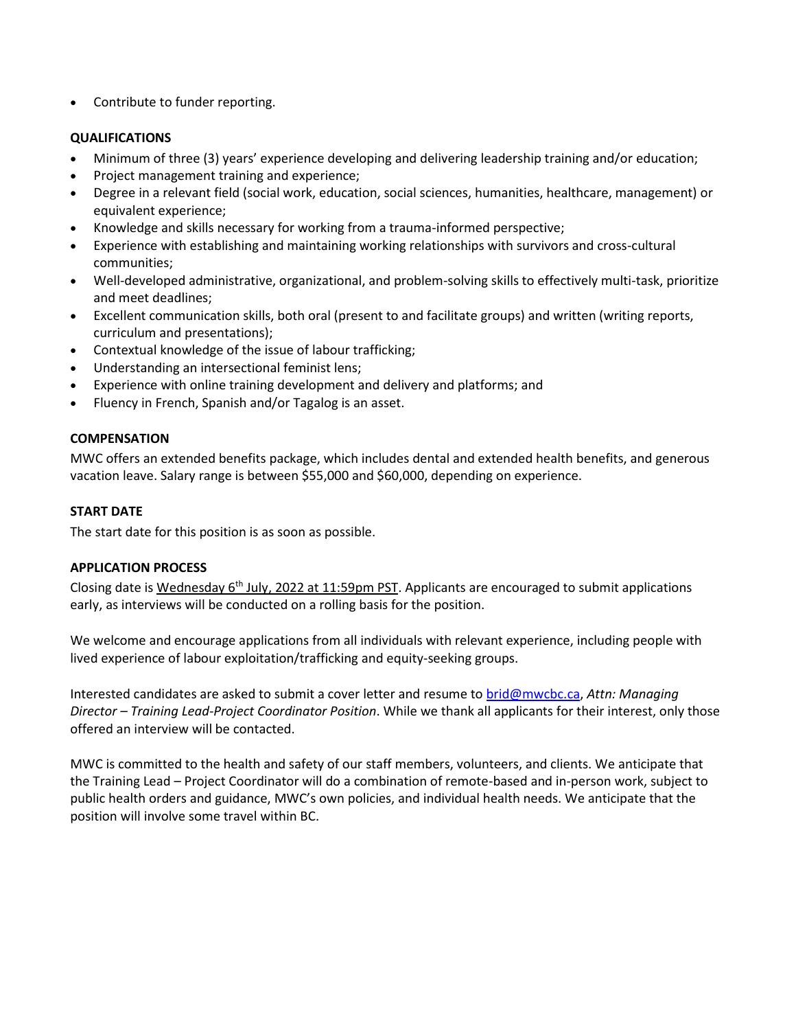- Contribute to funder reporting.

**QUALIFICATIONS**

- Minimum of three (3) years' experience developing and delivering leadership training and/or education;
- Project management training and experience;
- Degree in a relevant field (social work, education, social sciences, humanities, healthcare, management) or equivalent experience;
- Knowledge and skills necessary for working from a trauma-informed perspective;
- Experience with establishing and maintaining working relationships with survivors and cross-cultural communities;
- Well-developed administrative, organizational, and problem-solving skills to effectively multi-task, prioritize and meet deadlines;
- Excellent communication skills, both oral (present to and facilitate groups) and written (writing reports, curriculum and presentations);
- Contextual knowledge of the issue of labour trafficking;
- Understanding an intersectional feminist lens;
- Experience with online training development and delivery and platforms; and
- Fluency in French, Spanish and/or Tagalog is an asset.

**COMPENSATION**

MWC offers an extended benefits package, which includes dental and extended health benefits, and generous vacation leave. Salary range is between $55,000 and $60,000, depending on experience.

**START DATE**

The start date for this position is as soon as possible.

**APPLICATION PROCESS**

Closing date is Wednesday 6th July, 2022 at 11:59pm PST. Applicants are encouraged to submit applications early, as interviews will be conducted on a rolling basis for the position.

We welcome and encourage applications from all individuals with relevant experience, including people with lived experience of labour exploitation/trafficking and equity-seeking groups.

Interested candidates are asked to submit a cover letter and resume to brid@mwcbc.ca, *Attn: Managing Director – Training Lead-Project Coordinator Position*. While we thank all applicants for their interest, only those offered an interview will be contacted.

MWC is committed to the health and safety of our staff members, volunteers, and clients. We anticipate that the Training Lead – Project Coordinator will do a combination of remote-based and in-person work, subject to public health orders and guidance, MWC's own policies, and individual health needs. We anticipate that the position will involve some travel within BC.